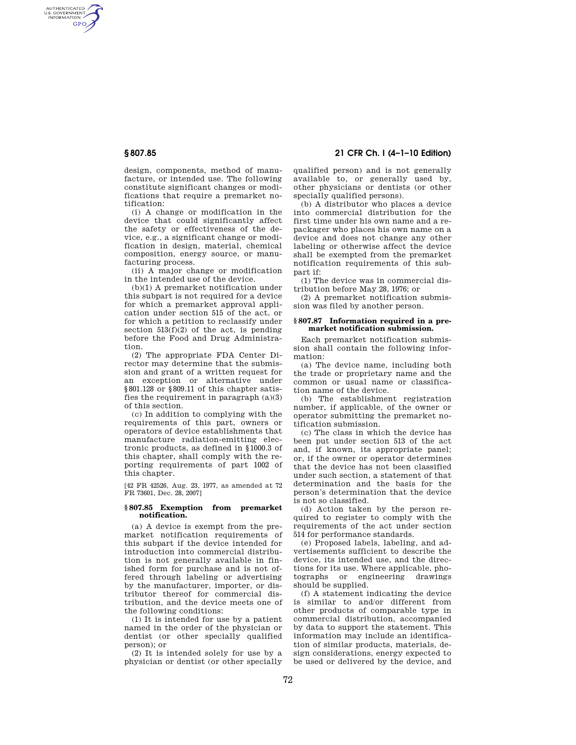design, components, method of manufacture, or intended use. The following constitute significant changes or modifications that require a premarket notification:

(i) A change or modification in the device that could significantly affect the safety or effectiveness of the device, e.g., a significant change or modification in design, material, chemical composition, energy source, or manufacturing process.

(ii) A major change or modification in the intended use of the device.

(b)(1) A premarket notification under this subpart is not required for a device for which a premarket approval application under section 515 of the act, or for which a petition to reclassify under section 513(f)(2) of the act, is pending before the Food and Drug Administration.

(2) The appropriate FDA Center Director may determine that the submission and grant of a written request for an exception or alternative under §801.128 or §809.11 of this chapter satisfies the requirement in paragraph (a)(3) of this section.

(c) In addition to complying with the requirements of this part, owners or operators of device establishments that manufacture radiation-emitting electronic products, as defined in §1000.3 of this chapter, shall comply with the reporting requirements of part 1002 of this chapter.

[42 FR 42526, Aug. 23, 1977, as amended at 72 FR 73601, Dec. 28, 2007]

### § 807.85 Exemption from premarket notification.

(a) A device is exempt from the premarket notification requirements of this subpart if the device intended for introduction into commercial distribution is not generally available in finished form for purchase and is not offered through labeling or advertising by the manufacturer, importer, or distributor thereof for commercial distribution, and the device meets one of the following conditions:

(1) It is intended for use by a patient named in the order of the physician or dentist (or other specially qualified person); or

(2) It is intended solely for use by a physician or dentist (or other specially qualified person) and is not generally available to, or generally used by, other physicians or dentists (or other specially qualified persons).

(b) A distributor who places a device into commercial distribution for the first time under his own name and a repackager who places his own name on a device and does not change any other labeling or otherwise affect the device shall be exempted from the premarket notification requirements of this subpart if:

(1) The device was in commercial distribution before May 28, 1976; or

(2) A premarket notification submission was filed by another person.

### § 807.87 Information required in a premarket notification submission.

Each premarket notification submission shall contain the following information:

(a) The device name, including both the trade or proprietary name and the common or usual name or classification name of the device.

(b) The establishment registration number, if applicable, of the owner or operator submitting the premarket notification submission.

(c) The class in which the device has been put under section 513 of the act and, if known, its appropriate panel; or, if the owner or operator determines that the device has not been classified under such section, a statement of that determination and the basis for the person's determination that the device is not so classified.

(d) Action taken by the person required to register to comply with the requirements of the act under section 514 for performance standards.

(e) Proposed labels, labeling, and advertisements sufficient to describe the device, its intended use, and the directions for its use. Where applicable, photographs or engineering drawings should be supplied.

(f) A statement indicating the device is similar to and/or different from other products of comparable type in commercial distribution, accompanied by data to support the statement. This information may include an identification of similar products, materials, design considerations, energy expected to be used or delivered by the device, and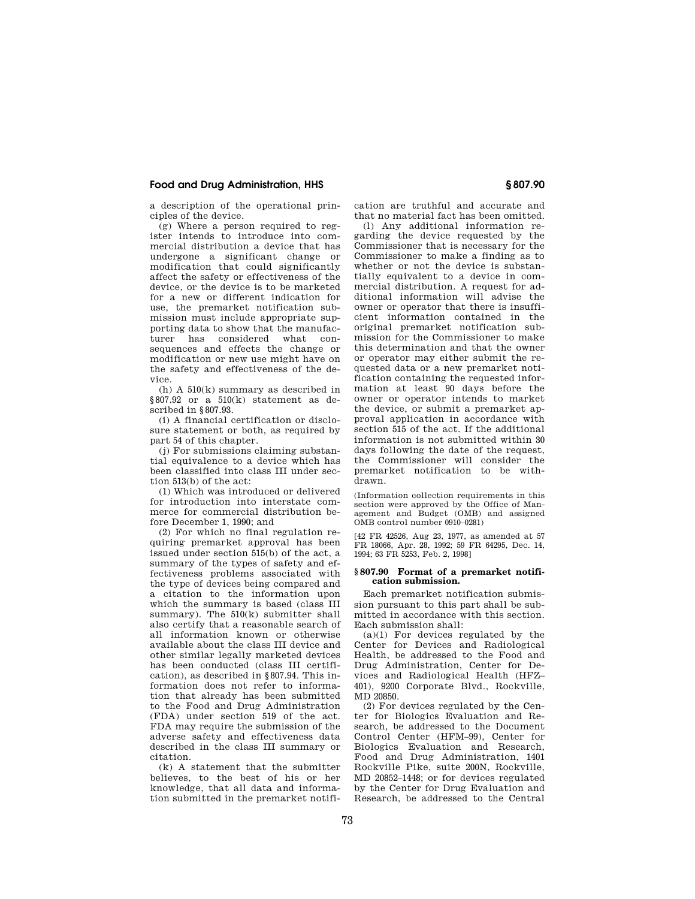a description of the operational principles of the device.

(g) Where a person required to register intends to introduce into commercial distribution a device that has undergone a significant change or modification that could significantly affect the safety or effectiveness of the device, or the device is to be marketed for a new or different indication for use, the premarket notification submission must include appropriate supporting data to show that the manufacturer has considered what consequences and effects the change or modification or new use might have on the safety and effectiveness of the device.

(h) A 510(k) summary as described in §807.92 or a 510(k) statement as described in §807.93.

(i) A financial certification or disclosure statement or both, as required by part 54 of this chapter.

(j) For submissions claiming substantial equivalence to a device which has been classified into class III under section 513(b) of the act:

(1) Which was introduced or delivered for introduction into interstate commerce for commercial distribution before December 1, 1990; and

(2) For which no final regulation requiring premarket approval has been issued under section 515(b) of the act, a summary of the types of safety and effectiveness problems associated with the type of devices being compared and a citation to the information upon which the summary is based (class III summary). The 510(k) submitter shall also certify that a reasonable search of all information known or otherwise available about the class III device and other similar legally marketed devices has been conducted (class III certification), as described in §807.94. This information does not refer to information that already has been submitted to the Food and Drug Administration (FDA) under section 519 of the act. FDA may require the submission of the adverse safety and effectiveness data described in the class III summary or citation.

(k) A statement that the submitter believes, to the best of his or her knowledge, that all data and information submitted in the premarket notification are truthful and accurate and that no material fact has been omitted.

(l) Any additional information regarding the device requested by the Commissioner that is necessary for the Commissioner to make a finding as to whether or not the device is substantially equivalent to a device in commercial distribution. A request for additional information will advise the owner or operator that there is insufficient information contained in the original premarket notification submission for the Commissioner to make this determination and that the owner or operator may either submit the requested data or a new premarket notification containing the requested information at least 90 days before the owner or operator intends to market the device, or submit a premarket approval application in accordance with section 515 of the act. If the additional information is not submitted within 30 days following the date of the request, the Commissioner will consider the premarket notification to be withdrawn.

(Information collection requirements in this section were approved by the Office of Management and Budget (OMB) and assigned OMB control number 0910–0281)

[42 FR 42526, Aug 23, 1977, as amended at 57 FR 18066, Apr. 28, 1992; 59 FR 64295, Dec. 14, 1994; 63 FR 5253, Feb. 2, 1998]

### § 807.90 Format of a premarket notification submission.

Each premarket notification submission pursuant to this part shall be submitted in accordance with this section. Each submission shall:

(a)(1) For devices regulated by the Center for Devices and Radiological Health, be addressed to the Food and Drug Administration, Center for Devices and Radiological Health (HFZ–401), 9200 Corporate Blvd., Rockville, MD 20850.

(2) For devices regulated by the Center for Biologics Evaluation and Research, be addressed to the Document Control Center (HFM–99), Center for Biologics Evaluation and Research, Food and Drug Administration, 1401 Rockville Pike, suite 200N, Rockville, MD 20852–1448; or for devices regulated by the Center for Drug Evaluation and Research, be addressed to the Central